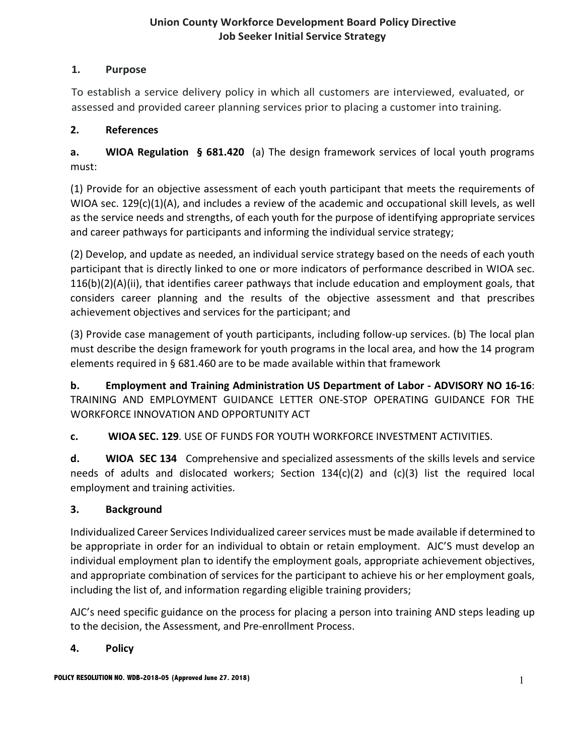# Union County Workforce Development Board Policy Directive
## Job Seeker Initial Service Strategy

### 1. Purpose

To establish a service delivery policy in which all customers are interviewed, evaluated, or assessed and provided career planning services prior to placing a customer into training.

### 2. References

**a. WIOA Regulation § 681.420** (a) The design framework services of local youth programs must:

(1) Provide for an objective assessment of each youth participant that meets the requirements of WIOA sec. 129(c)(1)(A), and includes a review of the academic and occupational skill levels, as well as the service needs and strengths, of each youth for the purpose of identifying appropriate services and career pathways for participants and informing the individual service strategy;

(2) Develop, and update as needed, an individual service strategy based on the needs of each youth participant that is directly linked to one or more indicators of performance described in WIOA sec. 116(b)(2)(A)(ii), that identifies career pathways that include education and employment goals, that considers career planning and the results of the objective assessment and that prescribes achievement objectives and services for the participant; and

(3) Provide case management of youth participants, including follow-up services. (b) The local plan must describe the design framework for youth programs in the local area, and how the 14 program elements required in § 681.460 are to be made available within that framework

**b. Employment and Training Administration US Department of Labor - ADVISORY NO 16-16**: TRAINING AND EMPLOYMENT GUIDANCE LETTER ONE-STOP OPERATING GUIDANCE FOR THE WORKFORCE INNOVATION AND OPPORTUNITY ACT

**c. WIOA SEC. 129**. USE OF FUNDS FOR YOUTH WORKFORCE INVESTMENT ACTIVITIES.

**d. WIOA SEC 134** Comprehensive and specialized assessments of the skills levels and service needs of adults and dislocated workers; Section 134(c)(2) and (c)(3) list the required local employment and training activities.

### 3. Background

Individualized Career Services Individualized career services must be made available if determined to be appropriate in order for an individual to obtain or retain employment. AJC'S must develop an individual employment plan to identify the employment goals, appropriate achievement objectives, and appropriate combination of services for the participant to achieve his or her employment goals, including the list of, and information regarding eligible training providers;

AJC's need specific guidance on the process for placing a person into training AND steps leading up to the decision, the Assessment, and Pre-enrollment Process.

### 4. Policy

**POLICY RESOLUTION NO. WDB-2018-05 (Approved June 27. 2018)**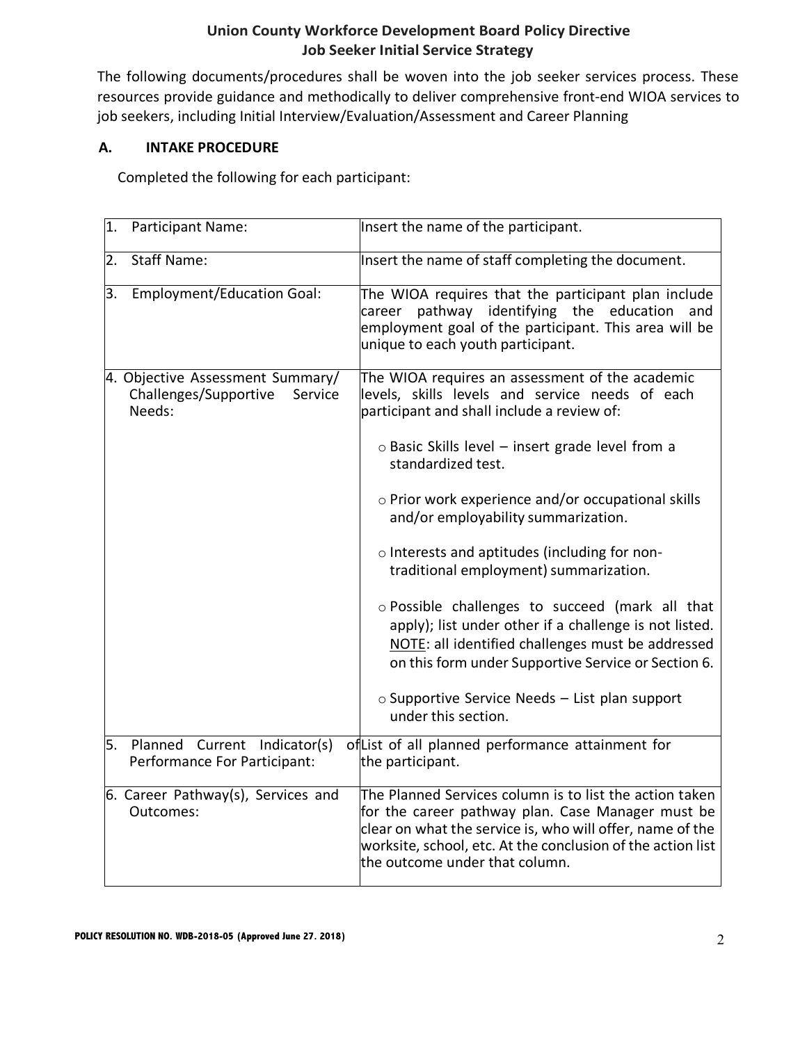**Union County Workforce Development Board Policy Directive**
**Job Seeker Initial Service Strategy**

The following documents/procedures shall be woven into the job seeker services process. These resources provide guidance and methodically to deliver comprehensive front-end WIOA services to job seekers, including Initial Interview/Evaluation/Assessment and Career Planning

## A. INTAKE PROCEDURE

Completed the following for each participant:

| | |
|---|---|
| 1. Participant Name: | Insert the name of the participant. |
| 2. Staff Name: | Insert the name of staff completing the document. |
| 3. Employment/Education Goal: | The WIOA requires that the participant plan include career pathway identifying the education and employment goal of the participant. This area will be unique to each youth participant. |
| 4. Objective Assessment Summary/ Challenges/Supportive Service Needs: | The WIOA requires an assessment of the academic levels, skills levels and service needs of each participant and shall include a review of:<br>○ Basic Skills level – insert grade level from a standardized test.<br>○ Prior work experience and/or occupational skills and/or employability summarization.<br>○ Interests and aptitudes (including for non-traditional employment) summarization.<br>○ Possible challenges to succeed (mark all that apply); list under other if a challenge is not listed. NOTE: all identified challenges must be addressed on this form under Supportive Service or Section 6.<br>○ Supportive Service Needs – List plan support under this section. |
| 5. Planned Current Indicator(s) of Performance For Participant: | List of all planned performance attainment for the participant. |
| 6. Career Pathway(s), Services and Outcomes: | The Planned Services column is to list the action taken for the career pathway plan. Case Manager must be clear on what the service is, who will offer, name of the worksite, school, etc. At the conclusion of the action list the outcome under that column. |

**POLICY RESOLUTION NO. WDB-2018-05 (Approved June 27. 2018)**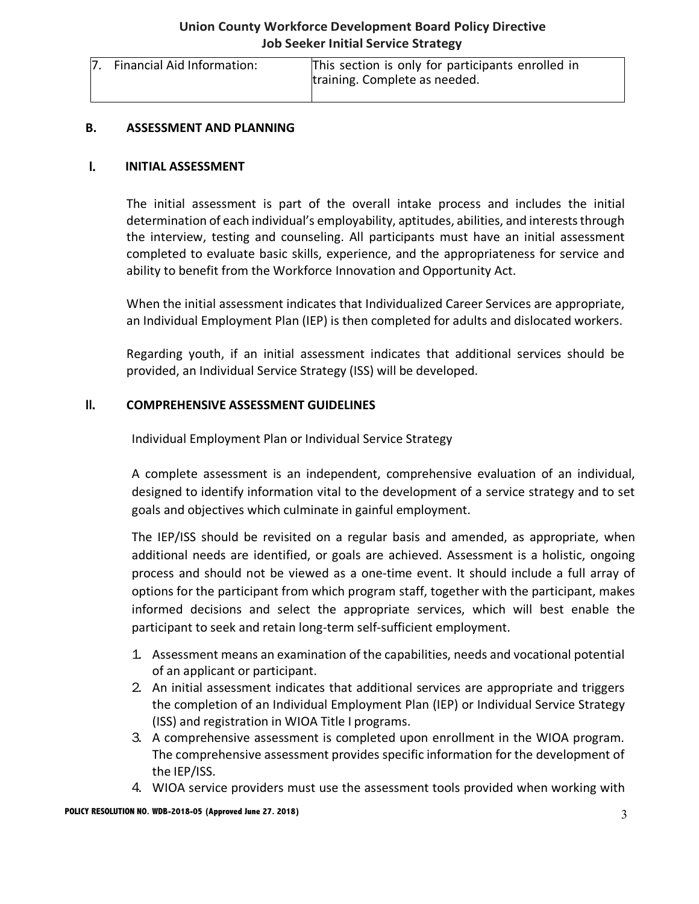| 7. Financial Aid Information: | This section is only for participants enrolled in training. Complete as needed. |
|---|---|

## B. ASSESSMENT AND PLANNING

### I. INITIAL ASSESSMENT

The initial assessment is part of the overall intake process and includes the initial determination of each individual's employability, aptitudes, abilities, and interests through the interview, testing and counseling. All participants must have an initial assessment completed to evaluate basic skills, experience, and the appropriateness for service and ability to benefit from the Workforce Innovation and Opportunity Act.

When the initial assessment indicates that Individualized Career Services are appropriate, an Individual Employment Plan (IEP) is then completed for adults and dislocated workers.

Regarding youth, if an initial assessment indicates that additional services should be provided, an Individual Service Strategy (ISS) will be developed.

### II. COMPREHENSIVE ASSESSMENT GUIDELINES

Individual Employment Plan or Individual Service Strategy

A complete assessment is an independent, comprehensive evaluation of an individual, designed to identify information vital to the development of a service strategy and to set goals and objectives which culminate in gainful employment.

The IEP/ISS should be revisited on a regular basis and amended, as appropriate, when additional needs are identified, or goals are achieved. Assessment is a holistic, ongoing process and should not be viewed as a one-time event. It should include a full array of options for the participant from which program staff, together with the participant, makes informed decisions and select the appropriate services, which will best enable the participant to seek and retain long-term self-sufficient employment.

1. Assessment means an examination of the capabilities, needs and vocational potential of an applicant or participant.
2. An initial assessment indicates that additional services are appropriate and triggers the completion of an Individual Employment Plan (IEP) or Individual Service Strategy (ISS) and registration in WIOA Title I programs.
3. A comprehensive assessment is completed upon enrollment in the WIOA program. The comprehensive assessment provides specific information for the development of the IEP/ISS.
4. WIOA service providers must use the assessment tools provided when working with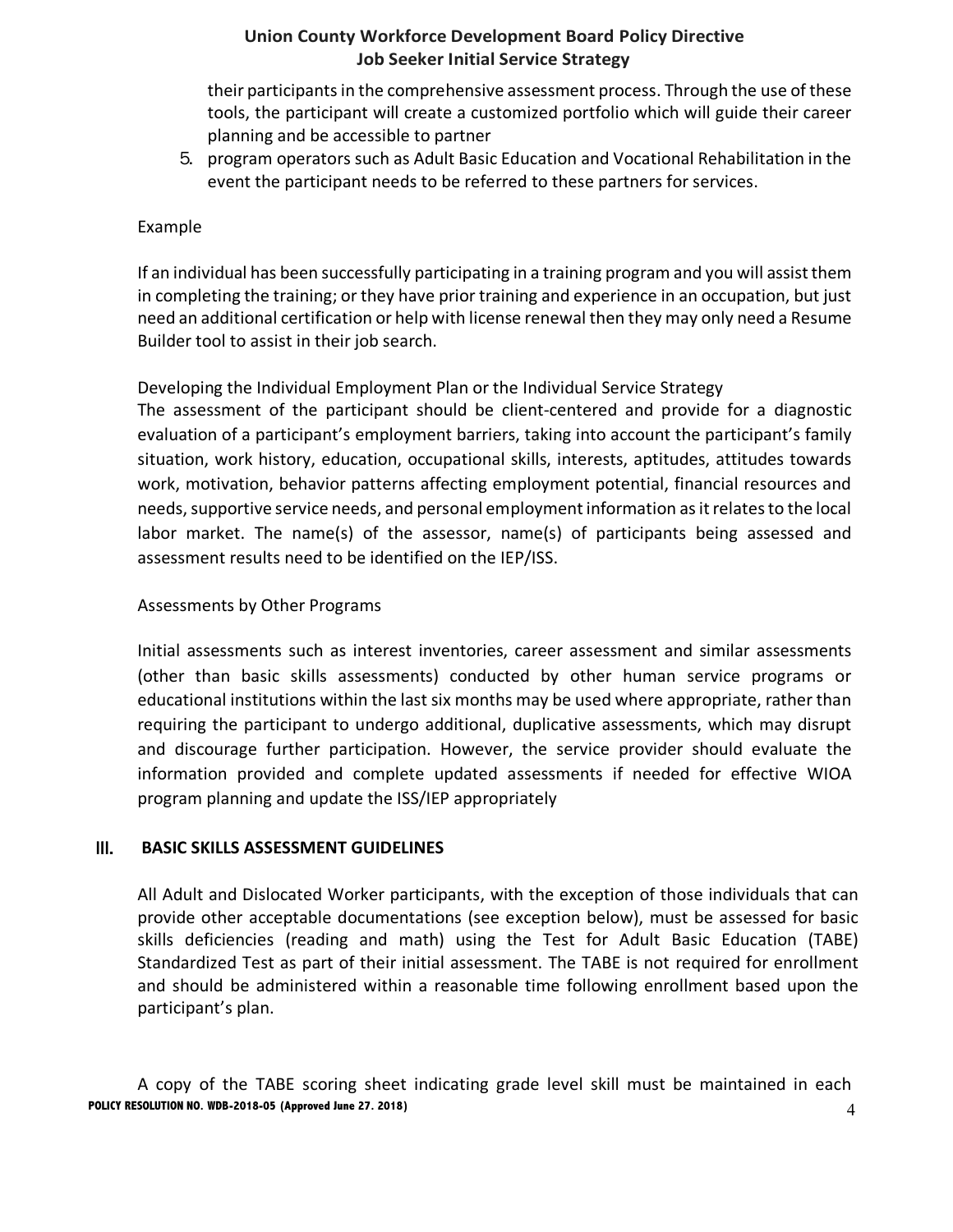their participants in the comprehensive assessment process. Through the use of these tools, the participant will create a customized portfolio which will guide their career planning and be accessible to partner

5. program operators such as Adult Basic Education and Vocational Rehabilitation in the event the participant needs to be referred to these partners for services.

Example

If an individual has been successfully participating in a training program and you will assist them in completing the training; or they have prior training and experience in an occupation, but just need an additional certification or help with license renewal then they may only need a Resume Builder tool to assist in their job search.

Developing the Individual Employment Plan or the Individual Service Strategy

The assessment of the participant should be client-centered and provide for a diagnostic evaluation of a participant's employment barriers, taking into account the participant's family situation, work history, education, occupational skills, interests, aptitudes, attitudes towards work, motivation, behavior patterns affecting employment potential, financial resources and needs, supportive service needs, and personal employment information as it relates to the local labor market. The name(s) of the assessor, name(s) of participants being assessed and assessment results need to be identified on the IEP/ISS.

Assessments by Other Programs

Initial assessments such as interest inventories, career assessment and similar assessments (other than basic skills assessments) conducted by other human service programs or educational institutions within the last six months may be used where appropriate, rather than requiring the participant to undergo additional, duplicative assessments, which may disrupt and discourage further participation. However, the service provider should evaluate the information provided and complete updated assessments if needed for effective WIOA program planning and update the ISS/IEP appropriately

## III. BASIC SKILLS ASSESSMENT GUIDELINES

All Adult and Dislocated Worker participants, with the exception of those individuals that can provide other acceptable documentations (see exception below), must be assessed for basic skills deficiencies (reading and math) using the Test for Adult Basic Education (TABE) Standardized Test as part of their initial assessment. The TABE is not required for enrollment and should be administered within a reasonable time following enrollment based upon the participant's plan.

A copy of the TABE scoring sheet indicating grade level skill must be maintained in each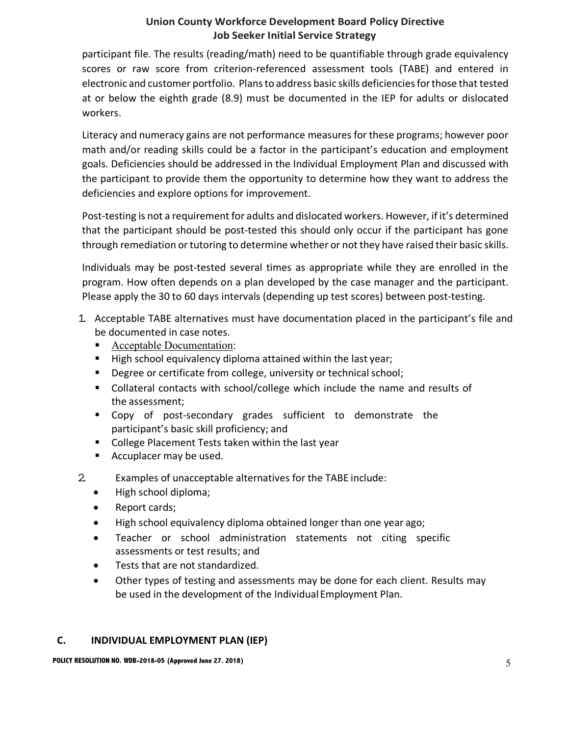participant file. The results (reading/math) need to be quantifiable through grade equivalency scores or raw score from criterion-referenced assessment tools (TABE) and entered in electronic and customer portfolio. Plans to address basic skills deficiencies for those that tested at or below the eighth grade (8.9) must be documented in the IEP for adults or dislocated workers.

Literacy and numeracy gains are not performance measures for these programs; however poor math and/or reading skills could be a factor in the participant's education and employment goals. Deficiencies should be addressed in the Individual Employment Plan and discussed with the participant to provide them the opportunity to determine how they want to address the deficiencies and explore options for improvement.

Post-testing is not a requirement for adults and dislocated workers. However, if it's determined that the participant should be post-tested this should only occur if the participant has gone through remediation or tutoring to determine whether or not they have raised their basic skills.

Individuals may be post-tested several times as appropriate while they are enrolled in the program. How often depends on a plan developed by the case manager and the participant. Please apply the 30 to 60 days intervals (depending up test scores) between post-testing.

1. Acceptable TABE alternatives must have documentation placed in the participant's file and be documented in case notes.
   - Acceptable Documentation:
   - High school equivalency diploma attained within the last year;
   - Degree or certificate from college, university or technical school;
   - Collateral contacts with school/college which include the name and results of the assessment;
   - Copy of post-secondary grades sufficient to demonstrate the participant's basic skill proficiency; and
   - College Placement Tests taken within the last year
   - Accuplacer may be used.
2. Examples of unacceptable alternatives for the TABE include:
   - High school diploma;
   - Report cards;
   - High school equivalency diploma obtained longer than one year ago;
   - Teacher or school administration statements not citing specific assessments or test results; and
   - Tests that are not standardized.
   - Other types of testing and assessments may be done for each client. Results may be used in the development of the Individual Employment Plan.

## C. INDIVIDUAL EMPLOYMENT PLAN (IEP)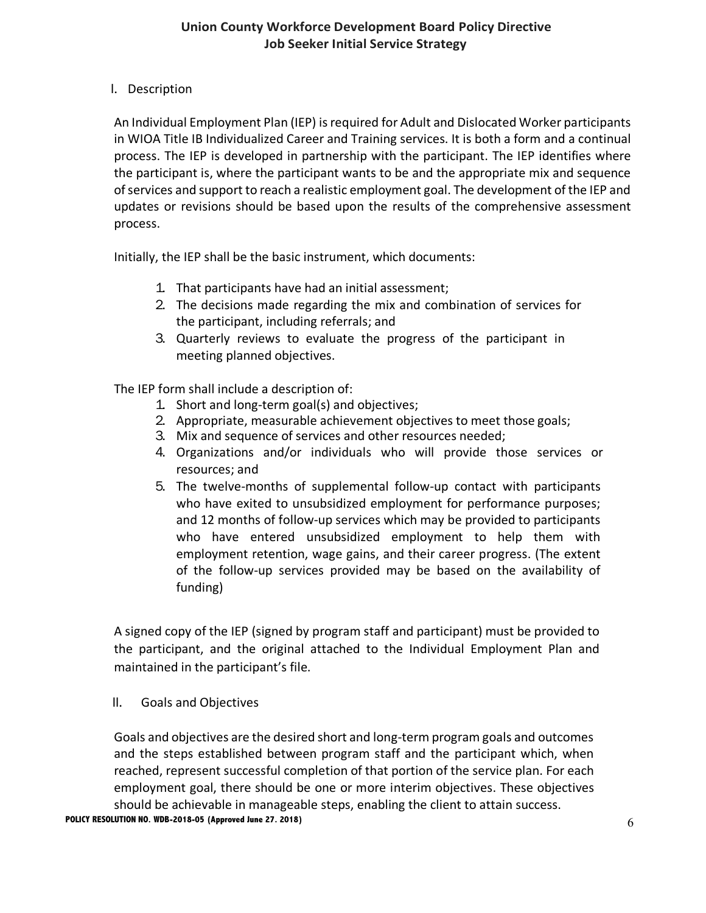**Union County Workforce Development Board Policy Directive**
**Job Seeker Initial Service Strategy**

## I. Description

An Individual Employment Plan (IEP) is required for Adult and Dislocated Worker participants in WIOA Title IB Individualized Career and Training services. It is both a form and a continual process. The IEP is developed in partnership with the participant. The IEP identifies where the participant is, where the participant wants to be and the appropriate mix and sequence of services and support to reach a realistic employment goal. The development of the IEP and updates or revisions should be based upon the results of the comprehensive assessment process.

Initially, the IEP shall be the basic instrument, which documents:

1. That participants have had an initial assessment;
2. The decisions made regarding the mix and combination of services for the participant, including referrals; and
3. Quarterly reviews to evaluate the progress of the participant in meeting planned objectives.

The IEP form shall include a description of:

1. Short and long-term goal(s) and objectives;
2. Appropriate, measurable achievement objectives to meet those goals;
3. Mix and sequence of services and other resources needed;
4. Organizations and/or individuals who will provide those services or resources; and
5. The twelve-months of supplemental follow-up contact with participants who have exited to unsubsidized employment for performance purposes; and 12 months of follow-up services which may be provided to participants who have entered unsubsidized employment to help them with employment retention, wage gains, and their career progress. (The extent of the follow-up services provided may be based on the availability of funding)

A signed copy of the IEP (signed by program staff and participant) must be provided to the participant, and the original attached to the Individual Employment Plan and maintained in the participant's file.

## II. Goals and Objectives

Goals and objectives are the desired short and long-term program goals and outcomes and the steps established between program staff and the participant which, when reached, represent successful completion of that portion of the service plan. For each employment goal, there should be one or more interim objectives. These objectives should be achievable in manageable steps, enabling the client to attain success.

**POLICY RESOLUTION NO. WDB-2018-05 (Approved June 27. 2018)**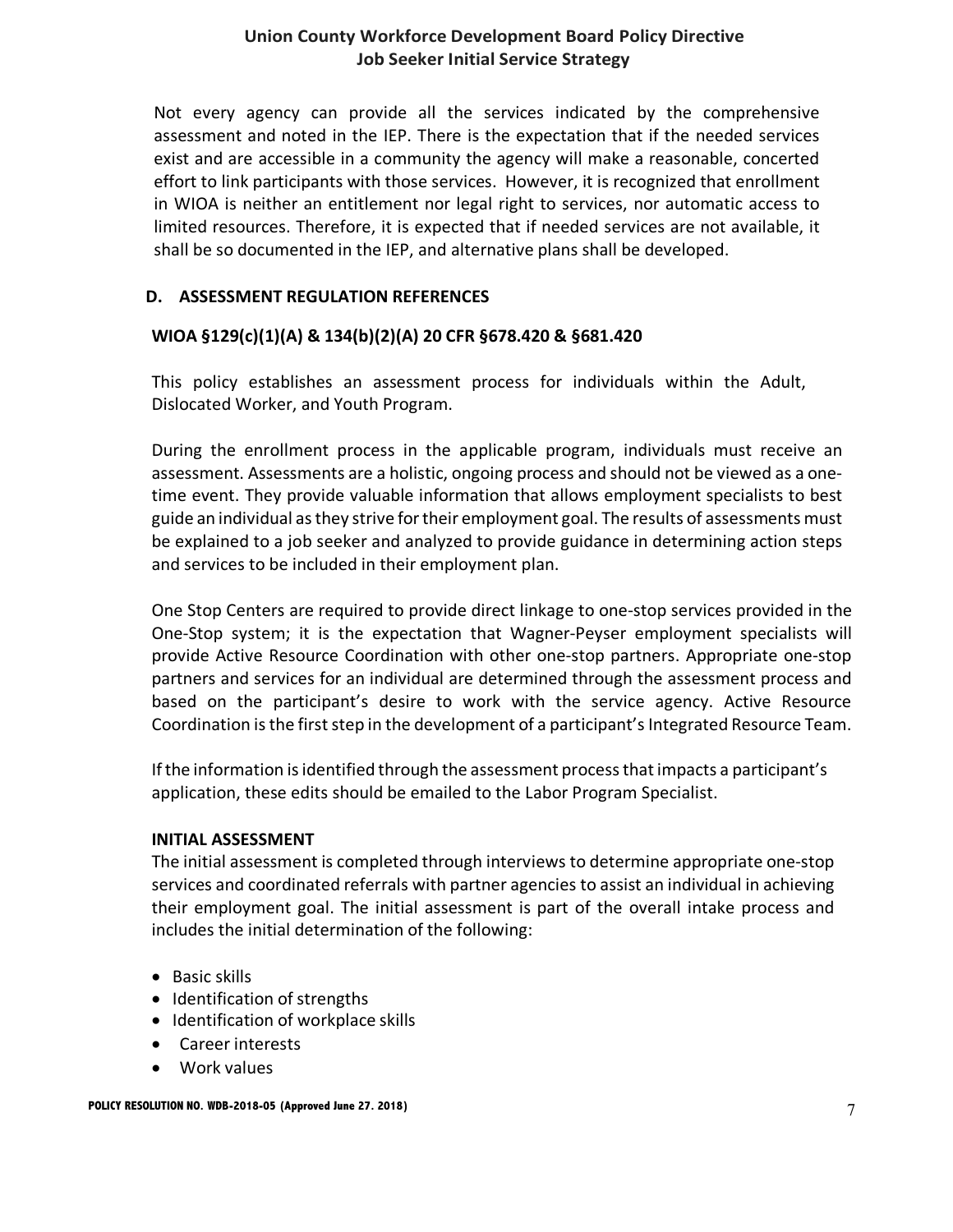Not every agency can provide all the services indicated by the comprehensive assessment and noted in the IEP. There is the expectation that if the needed services exist and are accessible in a community the agency will make a reasonable, concerted effort to link participants with those services. However, it is recognized that enrollment in WIOA is neither an entitlement nor legal right to services, nor automatic access to limited resources. Therefore, it is expected that if needed services are not available, it shall be so documented in the IEP, and alternative plans shall be developed.

## D. ASSESSMENT REGULATION REFERENCES

**WIOA §129(c)(1)(A) & 134(b)(2)(A) 20 CFR §678.420 & §681.420**

This policy establishes an assessment process for individuals within the Adult, Dislocated Worker, and Youth Program.

During the enrollment process in the applicable program, individuals must receive an assessment. Assessments are a holistic, ongoing process and should not be viewed as a one-time event. They provide valuable information that allows employment specialists to best guide an individual as they strive for their employment goal. The results of assessments must be explained to a job seeker and analyzed to provide guidance in determining action steps and services to be included in their employment plan.

One Stop Centers are required to provide direct linkage to one-stop services provided in the One-Stop system; it is the expectation that Wagner-Peyser employment specialists will provide Active Resource Coordination with other one-stop partners. Appropriate one-stop partners and services for an individual are determined through the assessment process and based on the participant's desire to work with the service agency. Active Resource Coordination is the first step in the development of a participant's Integrated Resource Team.

If the information is identified through the assessment process that impacts a participant's application, these edits should be emailed to the Labor Program Specialist.

**INITIAL ASSESSMENT**

The initial assessment is completed through interviews to determine appropriate one-stop services and coordinated referrals with partner agencies to assist an individual in achieving their employment goal. The initial assessment is part of the overall intake process and includes the initial determination of the following:

- Basic skills
- Identification of strengths
- Identification of workplace skills
- Career interests
- Work values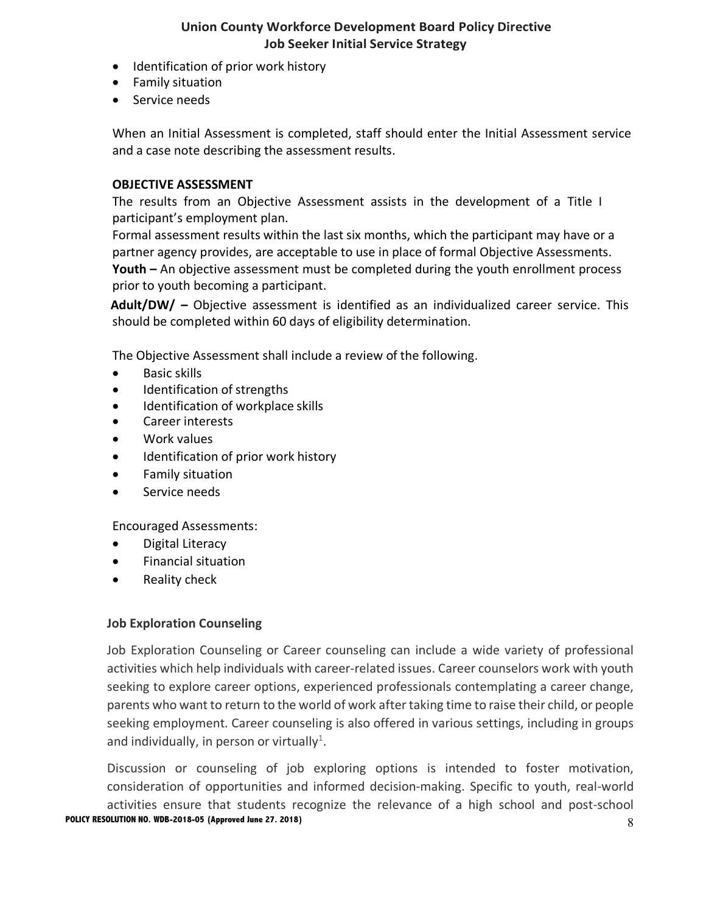- Identification of prior work history
- Family situation
- Service needs

When an Initial Assessment is completed, staff should enter the Initial Assessment service and a case note describing the assessment results.

**OBJECTIVE ASSESSMENT**

The results from an Objective Assessment assists in the development of a Title I participant's employment plan.

Formal assessment results within the last six months, which the participant may have or a partner agency provides, are acceptable to use in place of formal Objective Assessments.

**Youth –** An objective assessment must be completed during the youth enrollment process prior to youth becoming a participant.

**Adult/DW/ –** Objective assessment is identified as an individualized career service. This should be completed within 60 days of eligibility determination.

The Objective Assessment shall include a review of the following.

- Basic skills
- Identification of strengths
- Identification of workplace skills
- Career interests
- Work values
- Identification of prior work history
- Family situation
- Service needs

Encouraged Assessments:

- Digital Literacy
- Financial situation
- Reality check

**Job Exploration Counseling**

Job Exploration Counseling or Career counseling can include a wide variety of professional activities which help individuals with career-related issues. Career counselors work with youth seeking to explore career options, experienced professionals contemplating a career change, parents who want to return to the world of work after taking time to raise their child, or people seeking employment. Career counseling is also offered in various settings, including in groups and individually, in person or virtually[1].

Discussion or counseling of job exploring options is intended to foster motivation, consideration of opportunities and informed decision-making. Specific to youth, real-world activities ensure that students recognize the relevance of a high school and post-school

POLICY RESOLUTION NO. WDB-2018-05 (Approved June 27. 2018)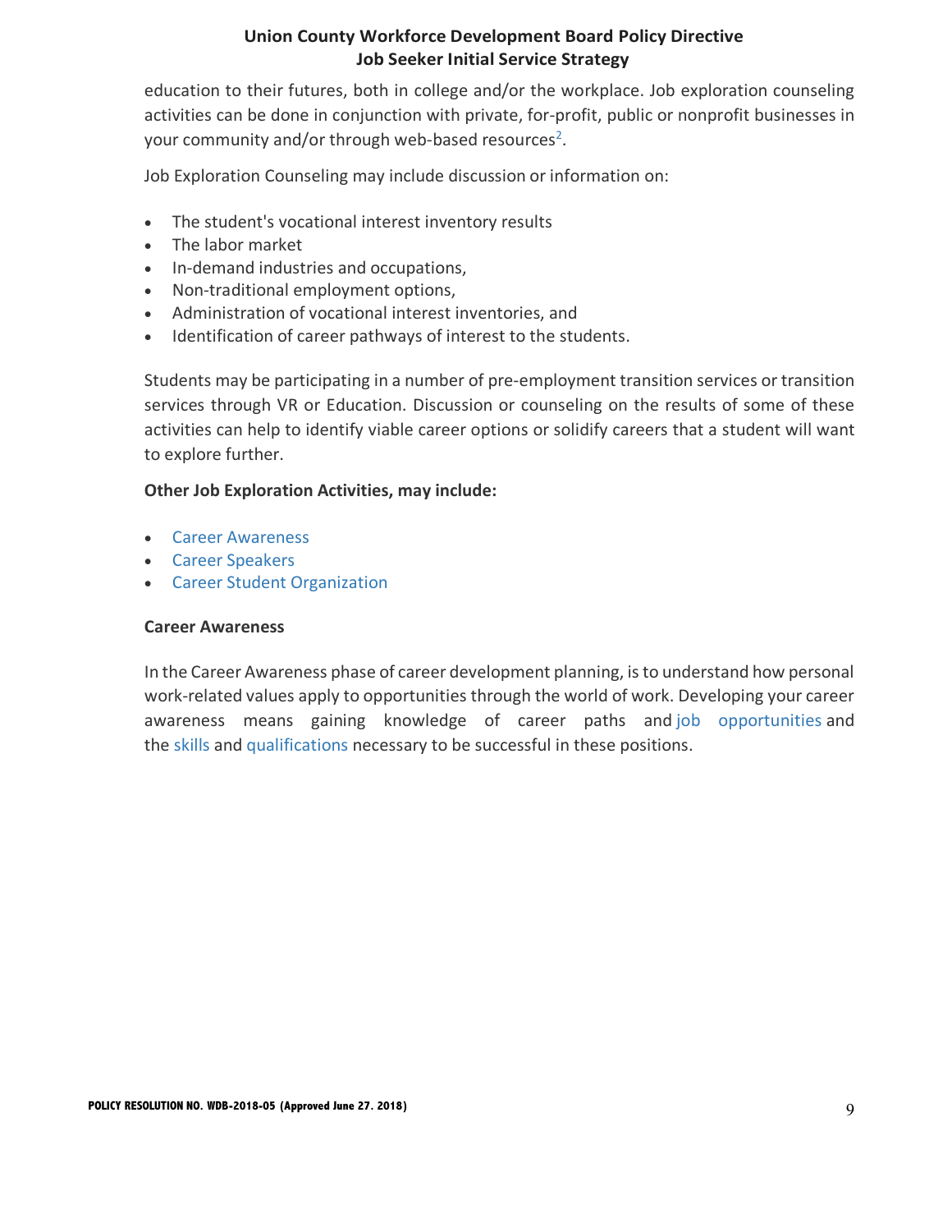education to their futures, both in college and/or the workplace. Job exploration counseling activities can be done in conjunction with private, for-profit, public or nonprofit businesses in your community and/or through web-based resources[2].

Job Exploration Counseling may include discussion or information on:

- The student's vocational interest inventory results
- The labor market
- In-demand industries and occupations,
- Non-traditional employment options,
- Administration of vocational interest inventories, and
- Identification of career pathways of interest to the students.

Students may be participating in a number of pre-employment transition services or transition services through VR or Education. Discussion or counseling on the results of some of these activities can help to identify viable career options or solidify careers that a student will want to explore further.

**Other Job Exploration Activities, may include:**

- Career Awareness
- Career Speakers
- Career Student Organization

**Career Awareness**

In the Career Awareness phase of career development planning, is to understand how personal work-related values apply to opportunities through the world of work. Developing your career awareness means gaining knowledge of career paths and job opportunities and the skills and qualifications necessary to be successful in these positions.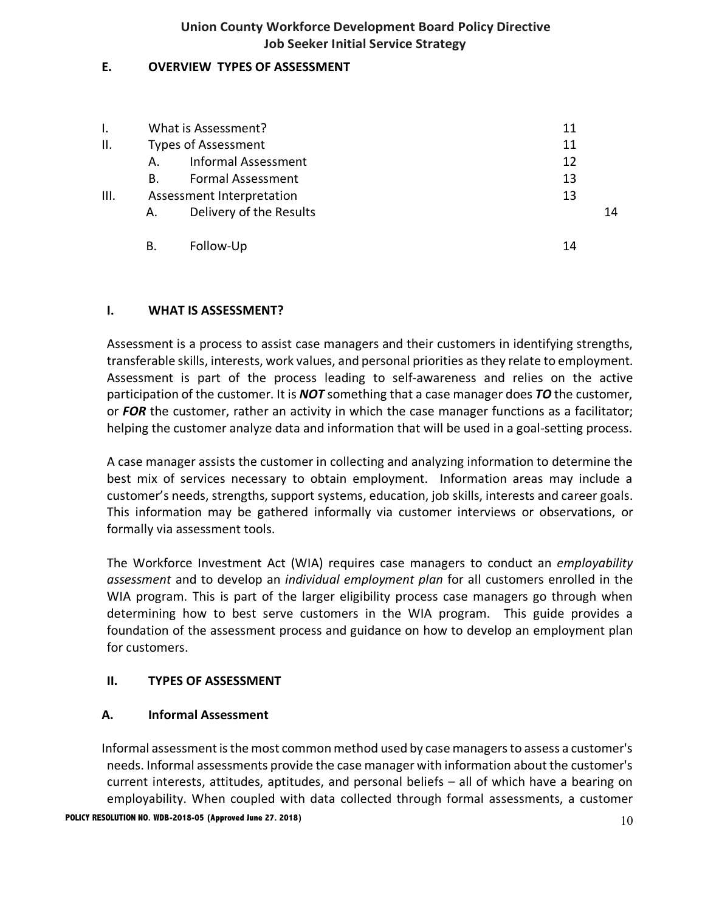## E. OVERVIEW TYPES OF ASSESSMENT

| | | Page |
|---|---|---|
| I. | What is Assessment? | 11 |
| II. | Types of Assessment | 11 |
| | A. Informal Assessment | 12 |
| | B. Formal Assessment | 13 |
| III. | Assessment Interpretation | 13 |
| | A. Delivery of the Results | 14 |
| | B. Follow-Up | 14 |

### I. WHAT IS ASSESSMENT?

Assessment is a process to assist case managers and their customers in identifying strengths, transferable skills, interests, work values, and personal priorities as they relate to employment. Assessment is part of the process leading to self-awareness and relies on the active participation of the customer. It is ***NOT*** something that a case manager does ***TO*** the customer, or ***FOR*** the customer, rather an activity in which the case manager functions as a facilitator; helping the customer analyze data and information that will be used in a goal-setting process.

A case manager assists the customer in collecting and analyzing information to determine the best mix of services necessary to obtain employment. Information areas may include a customer's needs, strengths, support systems, education, job skills, interests and career goals. This information may be gathered informally via customer interviews or observations, or formally via assessment tools.

The Workforce Investment Act (WIA) requires case managers to conduct an *employability assessment* and to develop an *individual employment plan* for all customers enrolled in the WIA program. This is part of the larger eligibility process case managers go through when determining how to best serve customers in the WIA program. This guide provides a foundation of the assessment process and guidance on how to develop an employment plan for customers.

### II. TYPES OF ASSESSMENT

#### A. Informal Assessment

Informal assessment is the most common method used by case managers to assess a customer's needs. Informal assessments provide the case manager with information about the customer's current interests, attitudes, aptitudes, and personal beliefs – all of which have a bearing on employability. When coupled with data collected through formal assessments, a customer

**POLICY RESOLUTION NO. WDB-2018-05 (Approved June 27. 2018)**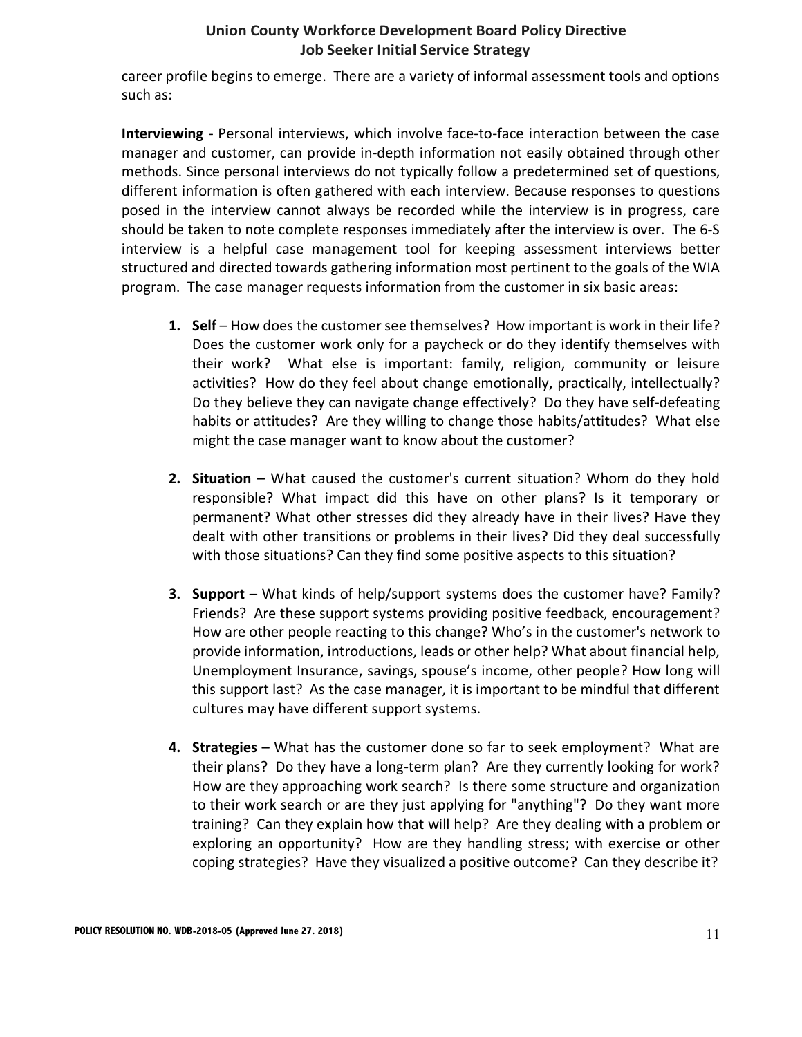career profile begins to emerge. There are a variety of informal assessment tools and options such as:

**Interviewing** - Personal interviews, which involve face-to-face interaction between the case manager and customer, can provide in-depth information not easily obtained through other methods. Since personal interviews do not typically follow a predetermined set of questions, different information is often gathered with each interview. Because responses to questions posed in the interview cannot always be recorded while the interview is in progress, care should be taken to note complete responses immediately after the interview is over. The 6-S interview is a helpful case management tool for keeping assessment interviews better structured and directed towards gathering information most pertinent to the goals of the WIA program. The case manager requests information from the customer in six basic areas:

1. **Self** – How does the customer see themselves? How important is work in their life? Does the customer work only for a paycheck or do they identify themselves with their work? What else is important: family, religion, community or leisure activities? How do they feel about change emotionally, practically, intellectually? Do they believe they can navigate change effectively? Do they have self-defeating habits or attitudes? Are they willing to change those habits/attitudes? What else might the case manager want to know about the customer?

2. **Situation** – What caused the customer's current situation? Whom do they hold responsible? What impact did this have on other plans? Is it temporary or permanent? What other stresses did they already have in their lives? Have they dealt with other transitions or problems in their lives? Did they deal successfully with those situations? Can they find some positive aspects to this situation?

3. **Support** – What kinds of help/support systems does the customer have? Family? Friends? Are these support systems providing positive feedback, encouragement? How are other people reacting to this change? Who's in the customer's network to provide information, introductions, leads or other help? What about financial help, Unemployment Insurance, savings, spouse's income, other people? How long will this support last? As the case manager, it is important to be mindful that different cultures may have different support systems.

4. **Strategies** – What has the customer done so far to seek employment? What are their plans? Do they have a long-term plan? Are they currently looking for work? How are they approaching work search? Is there some structure and organization to their work search or are they just applying for "anything"? Do they want more training? Can they explain how that will help? Are they dealing with a problem or exploring an opportunity? How are they handling stress; with exercise or other coping strategies? Have they visualized a positive outcome? Can they describe it?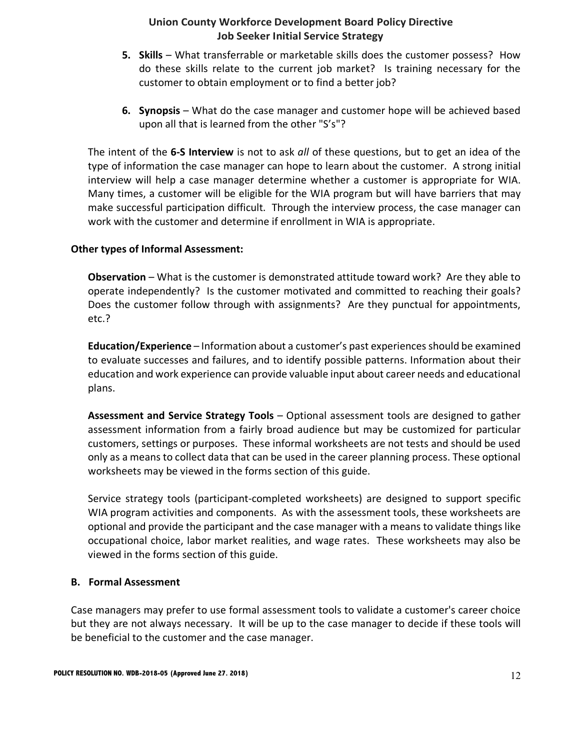5. **Skills** – What transferrable or marketable skills does the customer possess? How do these skills relate to the current job market? Is training necessary for the customer to obtain employment or to find a better job?

6. **Synopsis** – What do the case manager and customer hope will be achieved based upon all that is learned from the other "S's"?

The intent of the **6-S Interview** is not to ask *all* of these questions, but to get an idea of the type of information the case manager can hope to learn about the customer. A strong initial interview will help a case manager determine whether a customer is appropriate for WIA. Many times, a customer will be eligible for the WIA program but will have barriers that may make successful participation difficult. Through the interview process, the case manager can work with the customer and determine if enrollment in WIA is appropriate.

**Other types of Informal Assessment:**

**Observation** – What is the customer is demonstrated attitude toward work? Are they able to operate independently? Is the customer motivated and committed to reaching their goals? Does the customer follow through with assignments? Are they punctual for appointments, etc.?

**Education/Experience** – Information about a customer's past experiences should be examined to evaluate successes and failures, and to identify possible patterns. Information about their education and work experience can provide valuable input about career needs and educational plans.

**Assessment and Service Strategy Tools** – Optional assessment tools are designed to gather assessment information from a fairly broad audience but may be customized for particular customers, settings or purposes. These informal worksheets are not tests and should be used only as a means to collect data that can be used in the career planning process. These optional worksheets may be viewed in the forms section of this guide.

Service strategy tools (participant-completed worksheets) are designed to support specific WIA program activities and components. As with the assessment tools, these worksheets are optional and provide the participant and the case manager with a means to validate things like occupational choice, labor market realities, and wage rates. These worksheets may also be viewed in the forms section of this guide.

### B. Formal Assessment

Case managers may prefer to use formal assessment tools to validate a customer's career choice but they are not always necessary. It will be up to the case manager to decide if these tools will be beneficial to the customer and the case manager.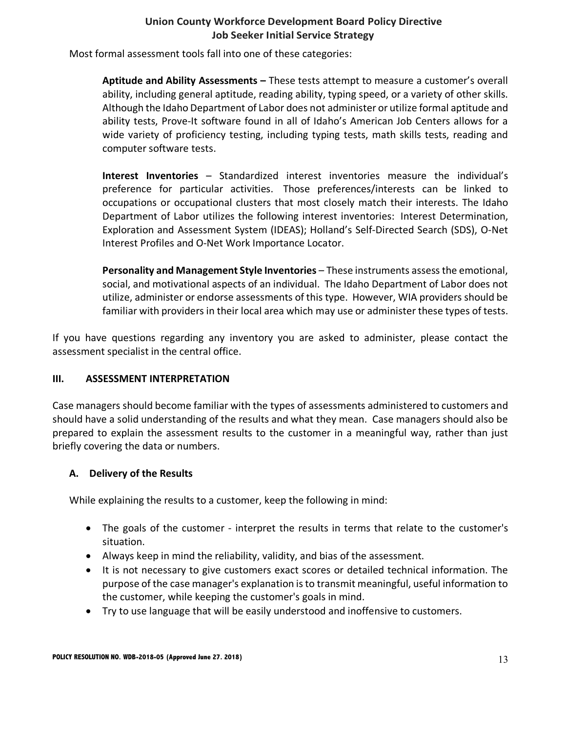Most formal assessment tools fall into one of these categories:

**Aptitude and Ability Assessments –** These tests attempt to measure a customer's overall ability, including general aptitude, reading ability, typing speed, or a variety of other skills. Although the Idaho Department of Labor does not administer or utilize formal aptitude and ability tests, Prove-It software found in all of Idaho's American Job Centers allows for a wide variety of proficiency testing, including typing tests, math skills tests, reading and computer software tests.

**Interest Inventories** – Standardized interest inventories measure the individual's preference for particular activities. Those preferences/interests can be linked to occupations or occupational clusters that most closely match their interests. The Idaho Department of Labor utilizes the following interest inventories: Interest Determination, Exploration and Assessment System (IDEAS); Holland's Self-Directed Search (SDS), O-Net Interest Profiles and O-Net Work Importance Locator.

**Personality and Management Style Inventories** – These instruments assess the emotional, social, and motivational aspects of an individual. The Idaho Department of Labor does not utilize, administer or endorse assessments of this type. However, WIA providers should be familiar with providers in their local area which may use or administer these types of tests.

If you have questions regarding any inventory you are asked to administer, please contact the assessment specialist in the central office.

## III. ASSESSMENT INTERPRETATION

Case managers should become familiar with the types of assessments administered to customers and should have a solid understanding of the results and what they mean. Case managers should also be prepared to explain the assessment results to the customer in a meaningful way, rather than just briefly covering the data or numbers.

### A. Delivery of the Results

While explaining the results to a customer, keep the following in mind:

- The goals of the customer - interpret the results in terms that relate to the customer's situation.
- Always keep in mind the reliability, validity, and bias of the assessment.
- It is not necessary to give customers exact scores or detailed technical information. The purpose of the case manager's explanation is to transmit meaningful, useful information to the customer, while keeping the customer's goals in mind.
- Try to use language that will be easily understood and inoffensive to customers.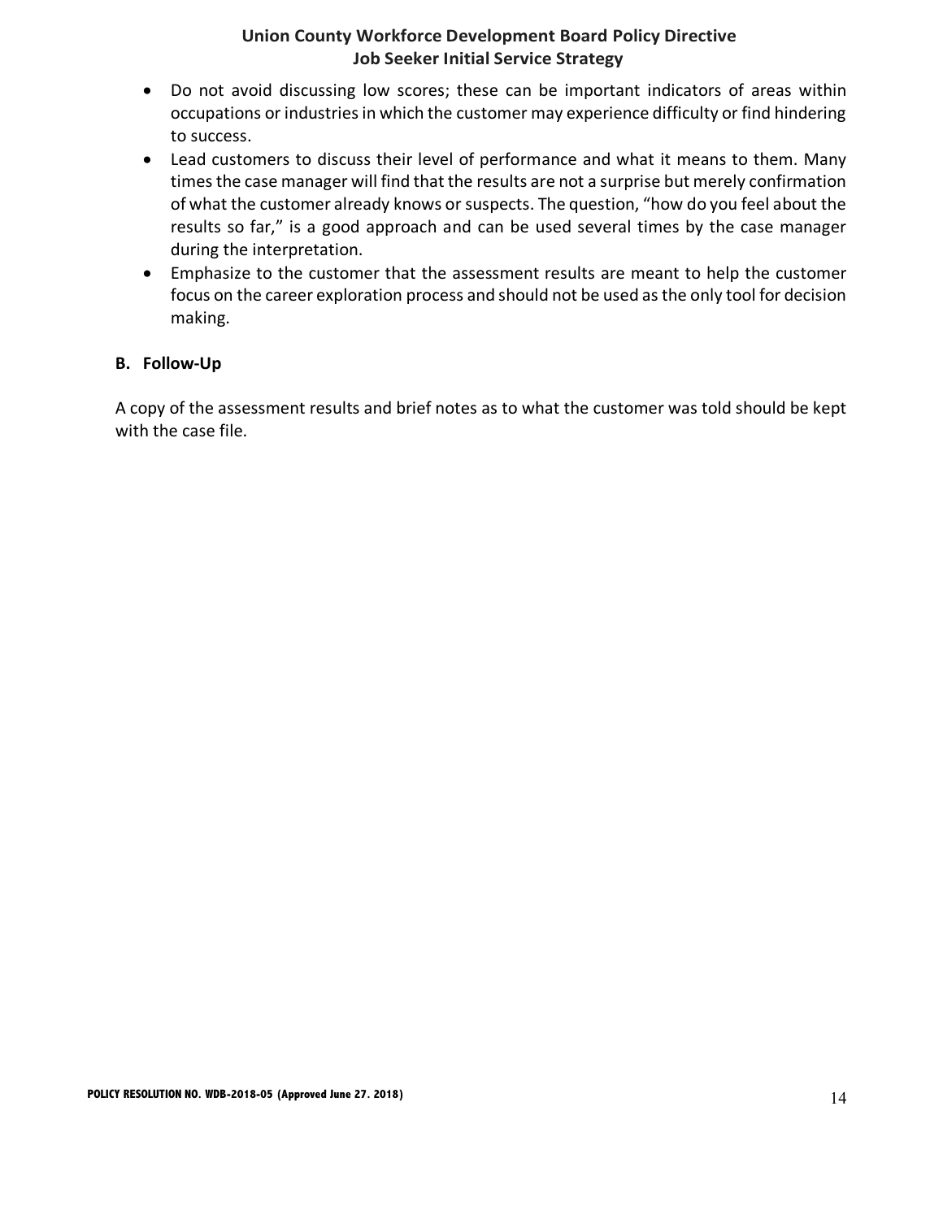- Do not avoid discussing low scores; these can be important indicators of areas within occupations or industries in which the customer may experience difficulty or find hindering to success.
- Lead customers to discuss their level of performance and what it means to them. Many times the case manager will find that the results are not a surprise but merely confirmation of what the customer already knows or suspects. The question, "how do you feel about the results so far," is a good approach and can be used several times by the case manager during the interpretation.
- Emphasize to the customer that the assessment results are meant to help the customer focus on the career exploration process and should not be used as the only tool for decision making.

### B. Follow-Up

A copy of the assessment results and brief notes as to what the customer was told should be kept with the case file.